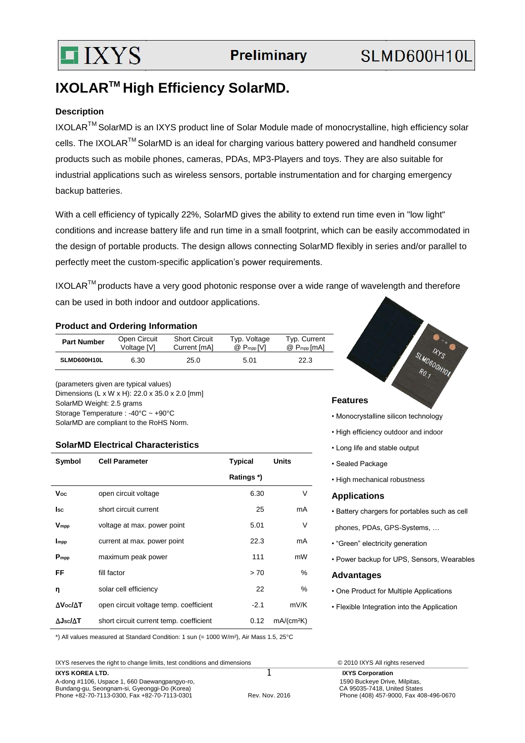# IXOLAR™ High Efficiency SolarMD.

SLMD600H10L

Preliminary

### Description

IXOLAR™ SolarMD is an IXYS product line of Solar Module made of monocrystalline, high efficiency solar cells. The IXOLAR™ SolarMD is an ideal for charging various battery powered and handheld consumer products such as mobile phones, cameras, PDAs, MP3-Players and toys. They are also suitable for industrial applications such as wireless sensors, portable instrumentation and for charging emergency backup batteries.

With a cell efficiency of typically 22%, SolarMD gives the ability to extend run time even in "low light" conditions and increase battery life and run time in a small footprint, which can be easily accommodated in the design of portable products. The design allows connecting SolarMD flexibly in series and/or parallel to perfectly meet the custom-specific application's power requirements.

IXOLAR™ products have a very good photonic response over a wide range of wavelength and therefore can be used in both indoor and outdoor applications.

### Product and Ordering Information

| Part Number | Open Circuit Voltage [V] | Short Circuit Current [mA] | Typ. Voltage @ $P_{mpp}$ [V] | Typ. Current @ $P_{mpp}$ [mA] |
|---|---|---|---|---|
| SLMD600H10L | 6.30 | 25.0 | 5.01 | 22.3 |

(parameters given are typical values)
Dimensions (L x W x H): 22.0 x 35.0 x 2.0 [mm]
SolarMD Weight: 2.5 grams
Storage Temperature : -40°C ~ +90°C
SolarMD are compliant to the RoHS Norm.

### SolarMD Electrical Characteristics

| Symbol | Cell Parameter | Typical Ratings *) | Units |
|---|---|---|---|
| $V_{OC}$ | open circuit voltage | 6.30 | V |
| $I_{SC}$ | short circuit current | 25 | mA |
| $V_{mpp}$ | voltage at max. power point | 5.01 | V |
| $I_{mpp}$ | current at max. power point | 22.3 | mA |
| $P_{mpp}$ | maximum peak power | 111 | mW |
| FF | fill factor | > 70 | % |
| η | solar cell efficiency | 22 | % |
| $\Delta V_{OC}/\Delta T$ | open circuit voltage temp. coefficient | -2.1 | mV/K |
| $\Delta J_{SC}/\Delta T$ | short circuit current temp. coefficient | 0.12 | mA/(cm²K) |

*) All values measured at Standard Condition: 1 sun (= 1000 W/m²), Air Mass 1.5, 25°C

### Features

- Monocrystalline silicon technology
- High efficiency outdoor and indoor
- Long life and stable output
- Sealed Package
- High mechanical robustness

### Applications

- Battery chargers for portables such as cell phones, PDAs, GPS-Systems, …
- "Green" electricity generation
- Power backup for UPS, Sensors, Wearables

### Advantages

- One Product for Multiple Applications
- Flexible Integration into the Application

IXYS reserves the right to change limits, test conditions and dimensions

© 2010 IXYS All rights reserved

**IXYS KOREA LTD.**
A-dong #1106, Uspace 1, 660 Daewangpangyo-ro,
Bundang-gu, Seongnam-si, Gyeonggi-Do (Korea)
Phone +82-70-7113-0300, Fax +82-70-7113-0301

Rev. Nov. 2016

**IXYS Corporation**
1590 Buckeye Drive, Milpitas,
CA 95035-7418, United States
Phone (408) 457-9000, Fax 408-496-0670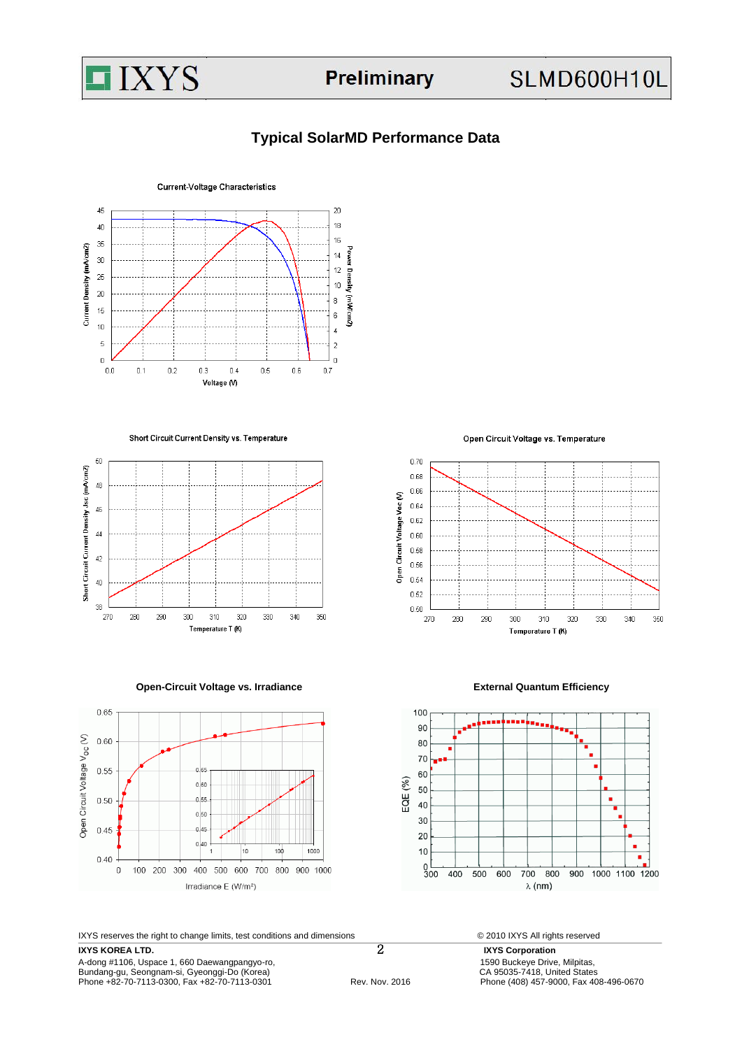## Typical SolarMD Performance Data

Current-Voltage Characteristics

Short Circuit Current Density vs. Temperature

Open Circuit Voltage vs. Temperature

**Open-Circuit Voltage vs. Irradiance**

**External Quantum Efficiency**

IXYS reserves the right to change limits, test conditions and dimensions

© 2010 IXYS All rights reserved

**IXYS KOREA LTD.**
A-dong #1106, Uspace 1, 660 Daewangpangyo-ro,
Bundang-gu, Seongnam-si, Gyeonggi-Do (Korea)
Phone +82-70-7113-0300, Fax +82-70-7113-0301

Rev. Nov. 2016

**IXYS Corporation**
1590 Buckeye Drive, Milpitas,
CA 95035-7418, United States
Phone (408) 457-9000, Fax 408-496-0670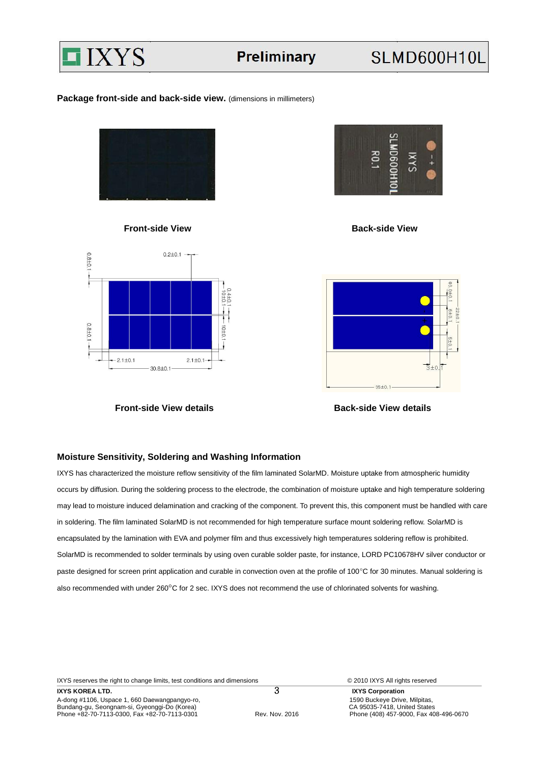**Package front-side and back-side view.** (dimensions in millimeters)

Front-side View

Back-side View

Front-side View details

Back-side View details

## Moisture Sensitivity, Soldering and Washing Information

IXYS has characterized the moisture reflow sensitivity of the film laminated SolarMD. Moisture uptake from atmospheric humidity occurs by diffusion. During the soldering process to the electrode, the combination of moisture uptake and high temperature soldering may lead to moisture induced delamination and cracking of the component. To prevent this, this component must be handled with care in soldering. The film laminated SolarMD is not recommended for high temperature surface mount soldering reflow. SolarMD is encapsulated by the lamination with EVA and polymer film and thus excessively high temperatures soldering reflow is prohibited. SolarMD is recommended to solder terminals by using oven curable solder paste, for instance, LORD PC10678HV silver conductor or paste designed for screen print application and curable in convection oven at the profile of 100°C for 30 minutes. Manual soldering is also recommended with under 260°C for 2 sec. IXYS does not recommend the use of chlorinated solvents for washing.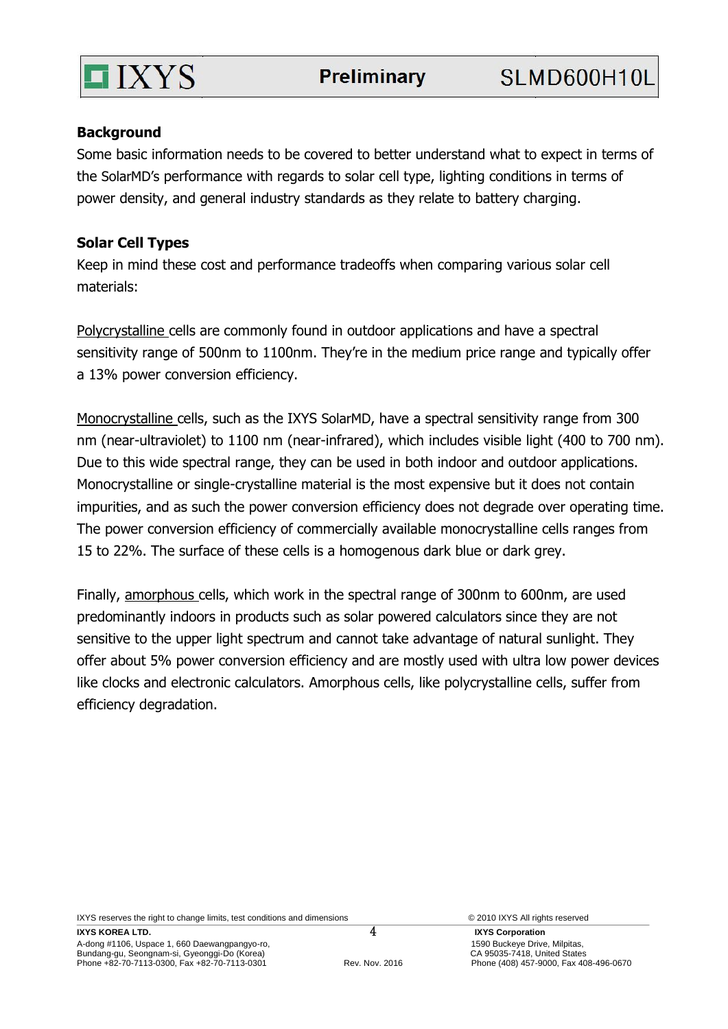## Background

Some basic information needs to be covered to better understand what to expect in terms of the SolarMD's performance with regards to solar cell type, lighting conditions in terms of power density, and general industry standards as they relate to battery charging.

## Solar Cell Types

Keep in mind these cost and performance tradeoffs when comparing various solar cell materials:

Polycrystalline cells are commonly found in outdoor applications and have a spectral sensitivity range of 500nm to 1100nm. They're in the medium price range and typically offer a 13% power conversion efficiency.

Monocrystalline cells, such as the IXYS SolarMD, have a spectral sensitivity range from 300 nm (near-ultraviolet) to 1100 nm (near-infrared), which includes visible light (400 to 700 nm). Due to this wide spectral range, they can be used in both indoor and outdoor applications. Monocrystalline or single-crystalline material is the most expensive but it does not contain impurities, and as such the power conversion efficiency does not degrade over operating time. The power conversion efficiency of commercially available monocrystalline cells ranges from 15 to 22%. The surface of these cells is a homogenous dark blue or dark grey.

Finally, amorphous cells, which work in the spectral range of 300nm to 600nm, are used predominantly indoors in products such as solar powered calculators since they are not sensitive to the upper light spectrum and cannot take advantage of natural sunlight. They offer about 5% power conversion efficiency and are mostly used with ultra low power devices like clocks and electronic calculators. Amorphous cells, like polycrystalline cells, suffer from efficiency degradation.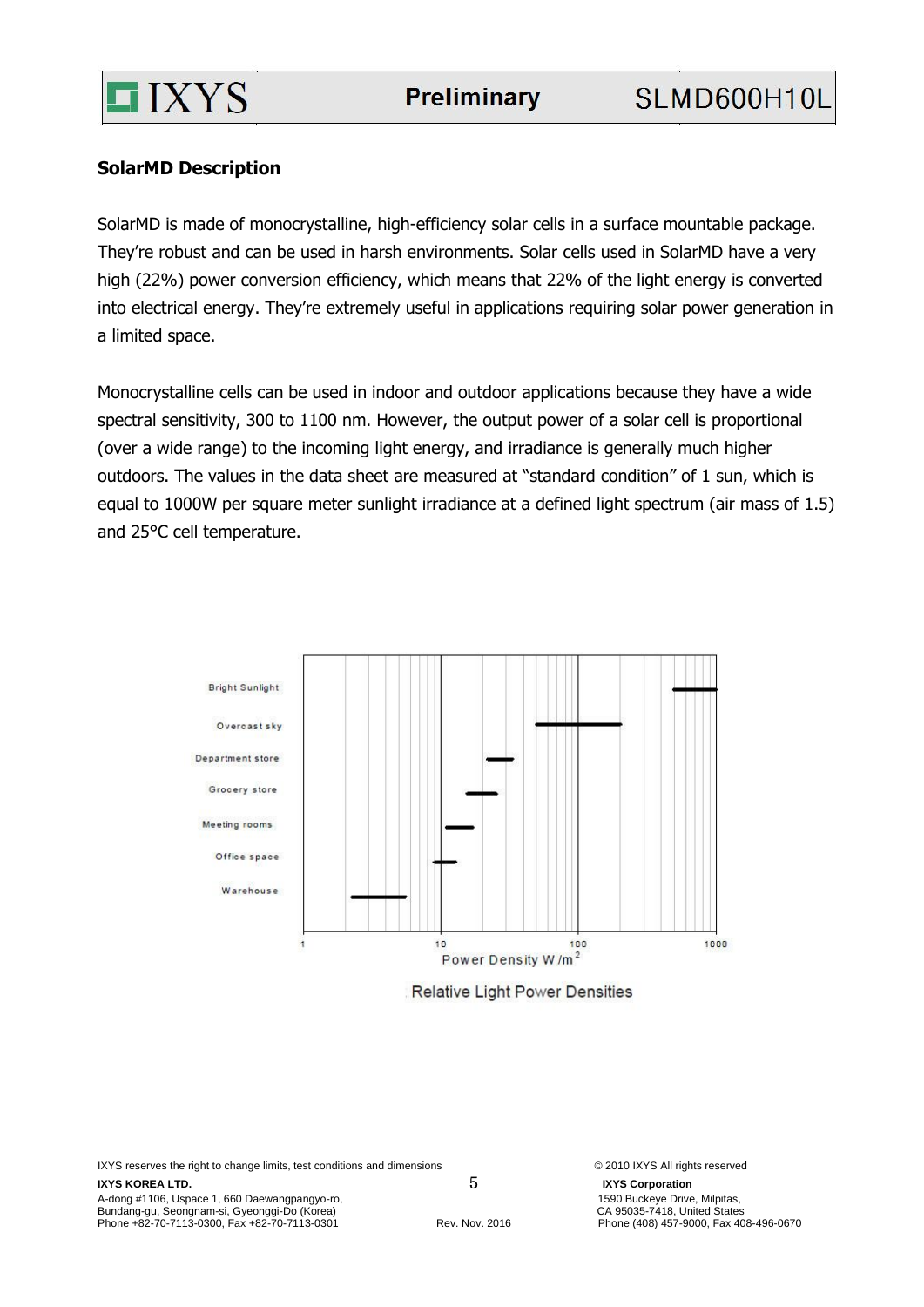## SolarMD Description

SolarMD is made of monocrystalline, high-efficiency solar cells in a surface mountable package. They're robust and can be used in harsh environments. Solar cells used in SolarMD have a very high (22%) power conversion efficiency, which means that 22% of the light energy is converted into electrical energy. They're extremely useful in applications requiring solar power generation in a limited space.

Monocrystalline cells can be used in indoor and outdoor applications because they have a wide spectral sensitivity, 300 to 1100 nm. However, the output power of a solar cell is proportional (over a wide range) to the incoming light energy, and irradiance is generally much higher outdoors. The values in the data sheet are measured at "standard condition" of 1 sun, which is equal to 1000W per square meter sunlight irradiance at a defined light spectrum (air mass of 1.5) and 25°C cell temperature.

Bright Sunlight
Overcast sky
Department store
Grocery store
Meeting rooms
Office space
Warehouse

1 10 100 1000
Power Density W /m$^2$

Relative Light Power Densities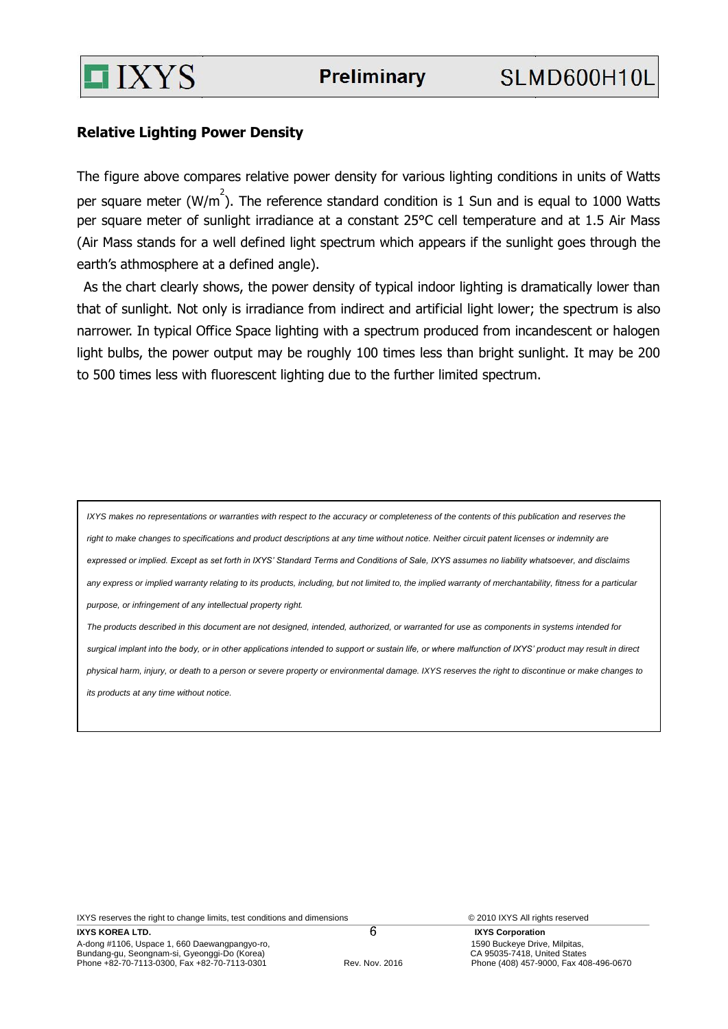## Relative Lighting Power Density

The figure above compares relative power density for various lighting conditions in units of Watts per square meter ($W/m^2$). The reference standard condition is 1 Sun and is equal to 1000 Watts per square meter of sunlight irradiance at a constant 25°C cell temperature and at 1.5 Air Mass (Air Mass stands for a well defined light spectrum which appears if the sunlight goes through the earth's athmosphere at a defined angle).

As the chart clearly shows, the power density of typical indoor lighting is dramatically lower than that of sunlight. Not only is irradiance from indirect and artificial light lower; the spectrum is also narrower. In typical Office Space lighting with a spectrum produced from incandescent or halogen light bulbs, the power output may be roughly 100 times less than bright sunlight. It may be 200 to 500 times less with fluorescent lighting due to the further limited spectrum.

*IXYS makes no representations or warranties with respect to the accuracy or completeness of the contents of this publication and reserves the right to make changes to specifications and product descriptions at any time without notice. Neither circuit patent licenses or indemnity are expressed or implied. Except as set forth in IXYS' Standard Terms and Conditions of Sale, IXYS assumes no liability whatsoever, and disclaims any express or implied warranty relating to its products, including, but not limited to, the implied warranty of merchantability, fitness for a particular purpose, or infringement of any intellectual property right.*

*The products described in this document are not designed, intended, authorized, or warranted for use as components in systems intended for surgical implant into the body, or in other applications intended to support or sustain life, or where malfunction of IXYS' product may result in direct physical harm, injury, or death to a person or severe property or environmental damage. IXYS reserves the right to discontinue or make changes to its products at any time without notice.*